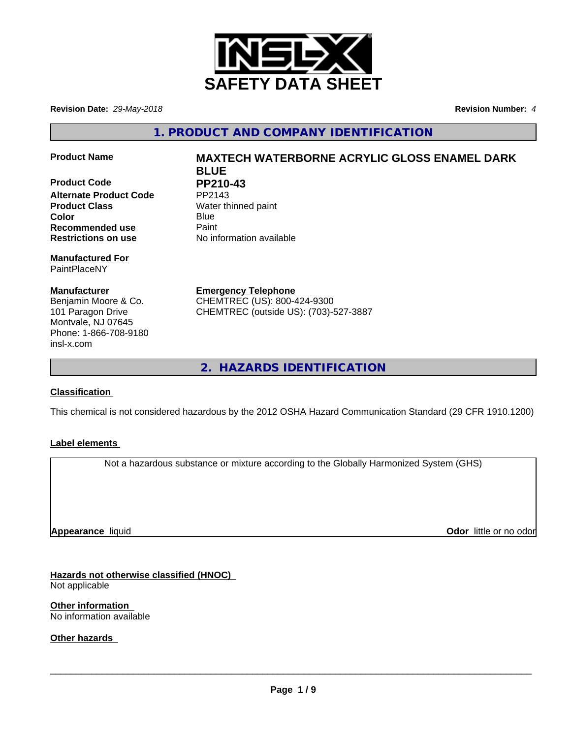# SAFETY DATA SHEET

**Revision Date:** *29-May-2018*

**Revision Number:** *4*

## 1. PRODUCT AND COMPANY IDENTIFICATION

| | |
|---|---|
| **Product Name** | **MAXTECH WATERBORNE ACRYLIC GLOSS ENAMEL DARK BLUE** |
| **Product Code** | **PP210-43** |
| **Alternate Product Code** | PP2143 |
| **Product Class** | Water thinned paint |
| **Color** | Blue |
| **Recommended use** | Paint |
| **Restrictions on use** | No information available |

**Manufactured For**
PaintPlaceNY

**Manufacturer**
Benjamin Moore & Co.
101 Paragon Drive
Montvale, NJ 07645
Phone: 1-866-708-9180
insl-x.com

**Emergency Telephone**
CHEMTREC (US): 800-424-9300
CHEMTREC (outside US): (703)-527-3887

## 2. HAZARDS IDENTIFICATION

**Classification**

This chemical is not considered hazardous by the 2012 OSHA Hazard Communication Standard (29 CFR 1910.1200)

**Label elements**

Not a hazardous substance or mixture according to the Globally Harmonized System (GHS)

**Appearance** liquid

**Odor** little or no odor

**Hazards not otherwise classified (HNOC)**
Not applicable

**Other information**
No information available

**Other hazards**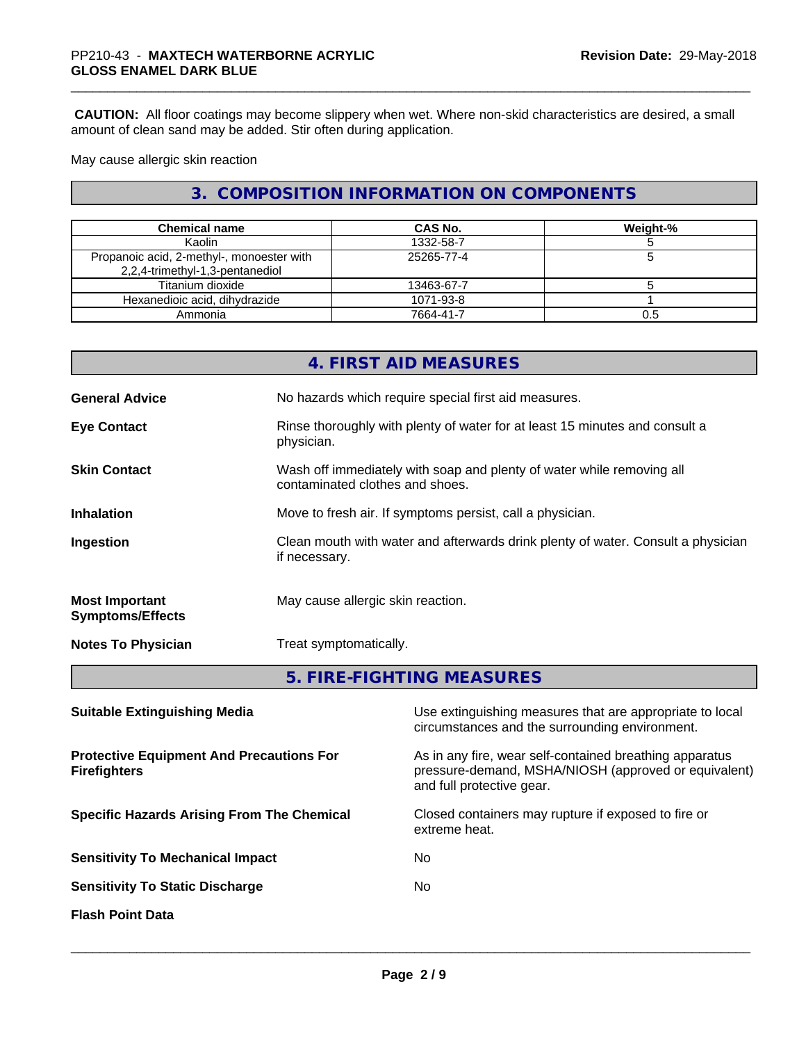**CAUTION:** All floor coatings may become slippery when wet. Where non-skid characteristics are desired, a small amount of clean sand may be added. Stir often during application.

May cause allergic skin reaction

## 3. COMPOSITION INFORMATION ON COMPONENTS

| Chemical name | CAS No. | Weight-% |
|---|---|---|
| Kaolin | 1332-58-7 | 5 |
| Propanoic acid, 2-methyl-, monoester with 2,2,4-trimethyl-1,3-pentanediol | 25265-77-4 | 5 |
| Titanium dioxide | 13463-67-7 | 5 |
| Hexanedioic acid, dihydrazide | 1071-93-8 | 1 |
| Ammonia | 7664-41-7 | 0.5 |

## 4. FIRST AID MEASURES

**General Advice** No hazards which require special first aid measures.

**Eye Contact** Rinse thoroughly with plenty of water for at least 15 minutes and consult a physician.

**Skin Contact** Wash off immediately with soap and plenty of water while removing all contaminated clothes and shoes.

**Inhalation** Move to fresh air. If symptoms persist, call a physician.

**Ingestion** Clean mouth with water and afterwards drink plenty of water. Consult a physician if necessary.

**Most Important Symptoms/Effects** May cause allergic skin reaction.

**Notes To Physician** Treat symptomatically.

## 5. FIRE-FIGHTING MEASURES

**Suitable Extinguishing Media** Use extinguishing measures that are appropriate to local circumstances and the surrounding environment.

**Protective Equipment And Precautions For Firefighters** As in any fire, wear self-contained breathing apparatus pressure-demand, MSHA/NIOSH (approved or equivalent) and full protective gear.

**Specific Hazards Arising From The Chemical** Closed containers may rupture if exposed to fire or extreme heat.

**Sensitivity To Mechanical Impact** No

**Sensitivity To Static Discharge** No

**Flash Point Data**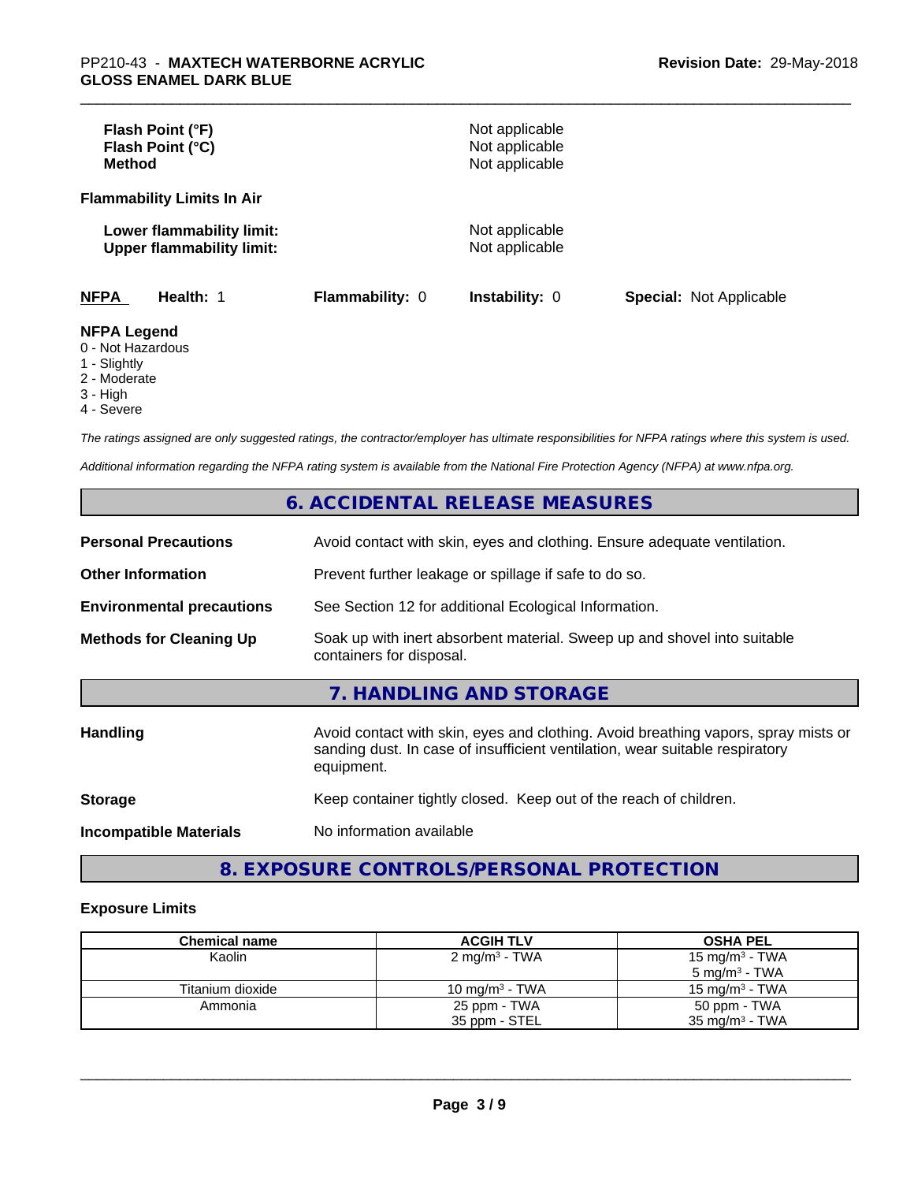| | |
|---|---|
| **Flash Point (°F)** | Not applicable |
| **Flash Point (°C)** | Not applicable |
| **Method** | Not applicable |

**Flammability Limits In Air**

| | |
|---|---|
| **Lower flammability limit:** | Not applicable |
| **Upper flammability limit:** | Not applicable |

**NFPA** **Health:** 1 **Flammability:** 0 **Instability:** 0 **Special:** Not Applicable

**NFPA Legend**
- 0 - Not Hazardous
- 1 - Slightly
- 2 - Moderate
- 3 - High
- 4 - Severe

*The ratings assigned are only suggested ratings, the contractor/employer has ultimate responsibilities for NFPA ratings where this system is used.*

*Additional information regarding the NFPA rating system is available from the National Fire Protection Agency (NFPA) at www.nfpa.org.*

## 6. ACCIDENTAL RELEASE MEASURES

| | |
|---|---|
| **Personal Precautions** | Avoid contact with skin, eyes and clothing. Ensure adequate ventilation. |
| **Other Information** | Prevent further leakage or spillage if safe to do so. |
| **Environmental precautions** | See Section 12 for additional Ecological Information. |
| **Methods for Cleaning Up** | Soak up with inert absorbent material. Sweep up and shovel into suitable containers for disposal. |

## 7. HANDLING AND STORAGE

| | |
|---|---|
| **Handling** | Avoid contact with skin, eyes and clothing. Avoid breathing vapors, spray mists or sanding dust. In case of insufficient ventilation, wear suitable respiratory equipment. |
| **Storage** | Keep container tightly closed. Keep out of the reach of children. |
| **Incompatible Materials** | No information available |

## 8. EXPOSURE CONTROLS/PERSONAL PROTECTION

### Exposure Limits

| Chemical name | ACGIH TLV | OSHA PEL |
|---|---|---|
| Kaolin | 2 mg/m³ - TWA | 15 mg/m³ - TWA<br>5 mg/m³ - TWA |
| Titanium dioxide | 10 mg/m³ - TWA | 15 mg/m³ - TWA |
| Ammonia | 25 ppm - TWA<br>35 ppm - STEL | 50 ppm - TWA<br>35 mg/m³ - TWA |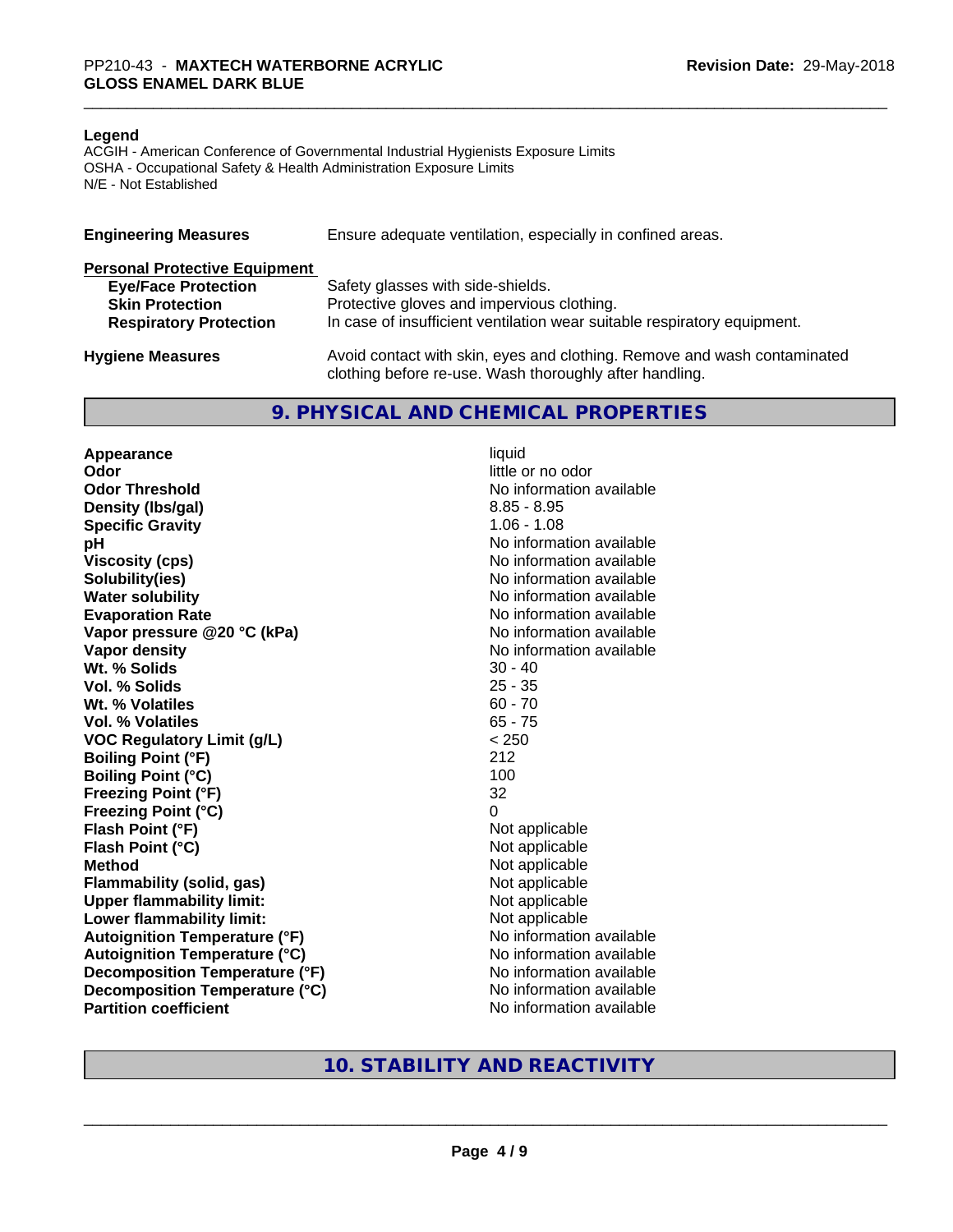**Legend**

ACGIH - American Conference of Governmental Industrial Hygienists Exposure Limits
OSHA - Occupational Safety & Health Administration Exposure Limits
N/E - Not Established

| | |
|---|---|
| **Engineering Measures** | Ensure adequate ventilation, especially in confined areas. |
| **Personal Protective Equipment** | |
| **Eye/Face Protection** | Safety glasses with side-shields. |
| **Skin Protection** | Protective gloves and impervious clothing. |
| **Respiratory Protection** | In case of insufficient ventilation wear suitable respiratory equipment. |
| **Hygiene Measures** | Avoid contact with skin, eyes and clothing. Remove and wash contaminated clothing before re-use. Wash thoroughly after handling. |

## 9. PHYSICAL AND CHEMICAL PROPERTIES

| | |
|---|---|
| **Appearance** | liquid |
| **Odor** | little or no odor |
| **Odor Threshold** | No information available |
| **Density (lbs/gal)** | 8.85 - 8.95 |
| **Specific Gravity** | 1.06 - 1.08 |
| **pH** | No information available |
| **Viscosity (cps)** | No information available |
| **Solubility(ies)** | No information available |
| **Water solubility** | No information available |
| **Evaporation Rate** | No information available |
| **Vapor pressure @20 °C (kPa)** | No information available |
| **Vapor density** | No information available |
| **Wt. % Solids** | 30 - 40 |
| **Vol. % Solids** | 25 - 35 |
| **Wt. % Volatiles** | 60 - 70 |
| **Vol. % Volatiles** | 65 - 75 |
| **VOC Regulatory Limit (g/L)** | < 250 |
| **Boiling Point (°F)** | 212 |
| **Boiling Point (°C)** | 100 |
| **Freezing Point (°F)** | 32 |
| **Freezing Point (°C)** | 0 |
| **Flash Point (°F)** | Not applicable |
| **Flash Point (°C)** | Not applicable |
| **Method** | Not applicable |
| **Flammability (solid, gas)** | Not applicable |
| **Upper flammability limit:** | Not applicable |
| **Lower flammability limit:** | Not applicable |
| **Autoignition Temperature (°F)** | No information available |
| **Autoignition Temperature (°C)** | No information available |
| **Decomposition Temperature (°F)** | No information available |
| **Decomposition Temperature (°C)** | No information available |
| **Partition coefficient** | No information available |

## 10. STABILITY AND REACTIVITY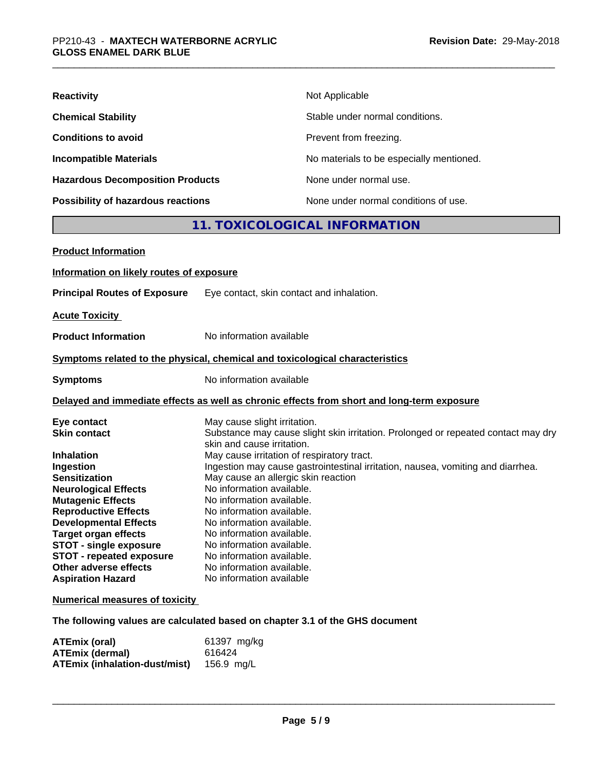| | |
|---|---|
| **Reactivity** | Not Applicable |
| **Chemical Stability** | Stable under normal conditions. |
| **Conditions to avoid** | Prevent from freezing. |
| **Incompatible Materials** | No materials to be especially mentioned. |
| **Hazardous Decomposition Products** | None under normal use. |
| **Possibility of hazardous reactions** | None under normal conditions of use. |

## 11. TOXICOLOGICAL INFORMATION

**Product Information**

**Information on likely routes of exposure**

**Principal Routes of Exposure** Eye contact, skin contact and inhalation.

**Acute Toxicity**

**Product Information** No information available

**Symptoms related to the physical, chemical and toxicological characteristics**

**Symptoms** No information available

**Delayed and immediate effects as well as chronic effects from short and long-term exposure**

| | |
|---|---|
| **Eye contact** | May cause slight irritation. |
| **Skin contact** | Substance may cause slight skin irritation. Prolonged or repeated contact may dry skin and cause irritation. |
| **Inhalation** | May cause irritation of respiratory tract. |
| **Ingestion** | Ingestion may cause gastrointestinal irritation, nausea, vomiting and diarrhea. |
| **Sensitization** | May cause an allergic skin reaction |
| **Neurological Effects** | No information available. |
| **Mutagenic Effects** | No information available. |
| **Reproductive Effects** | No information available. |
| **Developmental Effects** | No information available. |
| **Target organ effects** | No information available. |
| **STOT - single exposure** | No information available. |
| **STOT - repeated exposure** | No information available. |
| **Other adverse effects** | No information available. |
| **Aspiration Hazard** | No information available |

**Numerical measures of toxicity**

**The following values are calculated based on chapter 3.1 of the GHS document**

| | |
|---|---|
| **ATEmix (oral)** | 61397 mg/kg |
| **ATEmix (dermal)** | 616424 |
| **ATEmix (inhalation-dust/mist)** | 156.9 mg/L |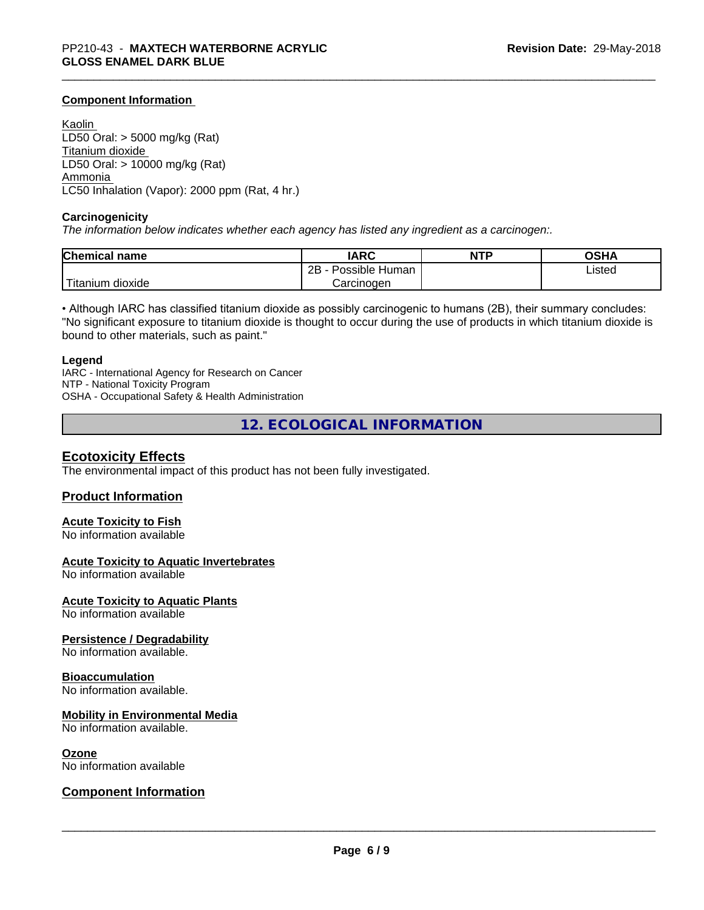### Component Information

Kaolin
LD50 Oral: > 5000 mg/kg (Rat)
Titanium dioxide
LD50 Oral: > 10000 mg/kg (Rat)
Ammonia
LC50 Inhalation (Vapor): 2000 ppm (Rat, 4 hr.)

**Carcinogenicity**

*The information below indicates whether each agency has listed any ingredient as a carcinogen:.*

| Chemical name | IARC | NTP | OSHA |
|---|---|---|---|
| Titanium dioxide | 2B - Possible Human Carcinogen | | Listed |

• Although IARC has classified titanium dioxide as possibly carcinogenic to humans (2B), their summary concludes: "No significant exposure to titanium dioxide is thought to occur during the use of products in which titanium dioxide is bound to other materials, such as paint."

**Legend**

IARC - International Agency for Research on Cancer
NTP - National Toxicity Program
OSHA - Occupational Safety & Health Administration

# 12. ECOLOGICAL INFORMATION

## Ecotoxicity Effects

The environmental impact of this product has not been fully investigated.

## Product Information

### Acute Toxicity to Fish

No information available

### Acute Toxicity to Aquatic Invertebrates

No information available

### Acute Toxicity to Aquatic Plants

No information available

### Persistence / Degradability

No information available.

### Bioaccumulation

No information available.

### Mobility in Environmental Media

No information available.

### Ozone

No information available

## Component Information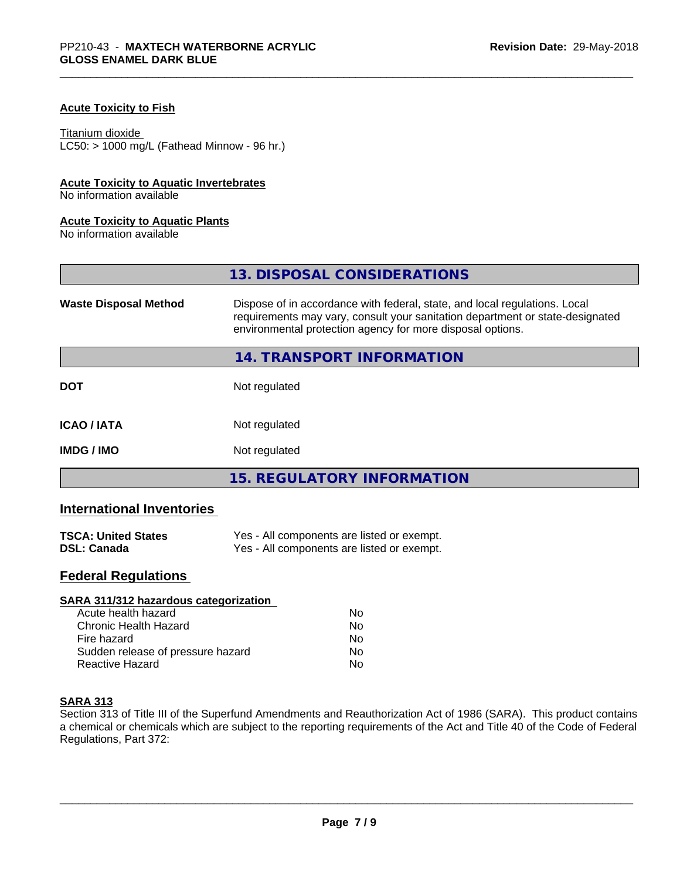### Acute Toxicity to Fish

Titanium dioxide
LC50: > 1000 mg/L (Fathead Minnow - 96 hr.)

### Acute Toxicity to Aquatic Invertebrates

No information available

### Acute Toxicity to Aquatic Plants

No information available

## 13. DISPOSAL CONSIDERATIONS

| | |
|---|---|
| **Waste Disposal Method** | Dispose of in accordance with federal, state, and local regulations. Local requirements may vary, consult your sanitation department or state-designated environmental protection agency for more disposal options. |

## 14. TRANSPORT INFORMATION

| | |
|---|---|
| **DOT** | Not regulated |
| **ICAO / IATA** | Not regulated |
| **IMDG / IMO** | Not regulated |

## 15. REGULATORY INFORMATION

### International Inventories

| | |
|---|---|
| **TSCA: United States** | Yes - All components are listed or exempt. |
| **DSL: Canada** | Yes - All components are listed or exempt. |

### Federal Regulations

**SARA 311/312 hazardous categorization**

| | |
|---|---|
| Acute health hazard | No |
| Chronic Health Hazard | No |
| Fire hazard | No |
| Sudden release of pressure hazard | No |
| Reactive Hazard | No |

**SARA 313**

Section 313 of Title III of the Superfund Amendments and Reauthorization Act of 1986 (SARA). This product contains a chemical or chemicals which are subject to the reporting requirements of the Act and Title 40 of the Code of Federal Regulations, Part 372: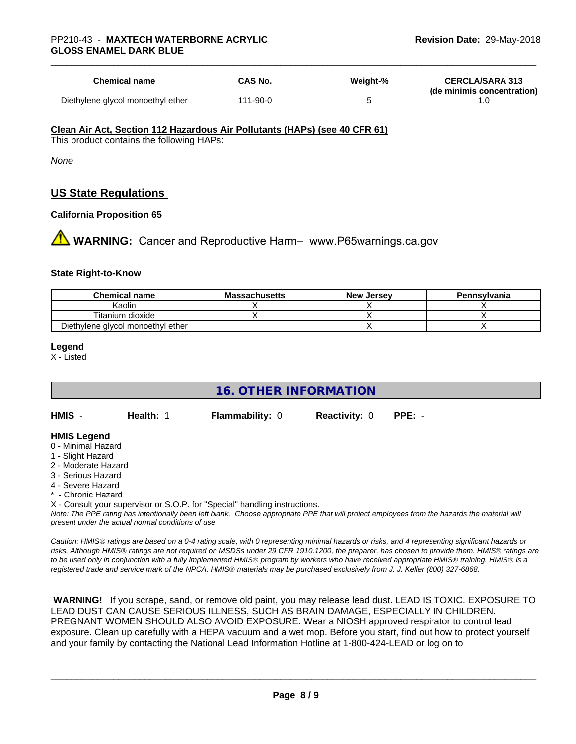| Chemical name | CAS No. | Weight-% | CERCLA/SARA 313 (de minimis concentration) |
|---|---|---|---|
| Diethylene glycol monoethyl ether | 111-90-0 | 5 | 1.0 |

**Clean Air Act, Section 112 Hazardous Air Pollutants (HAPs) (see 40 CFR 61)**
This product contains the following HAPs:

*None*

## US State Regulations

**California Proposition 65**

**WARNING:** Cancer and Reproductive Harm– www.P65warnings.ca.gov

**State Right-to-Know**

| Chemical name | Massachusetts | New Jersey | Pennsylvania |
|---|---|---|---|
| Kaolin | X | X | X |
| Titanium dioxide | X | X | X |
| Diethylene glycol monoethyl ether | | X | X |

**Legend**
X - Listed

## 16. OTHER INFORMATION

**HMIS** - **Health:** 1 **Flammability:** 0 **Reactivity:** 0 **PPE:** -

**HMIS Legend**
0 - Minimal Hazard
1 - Slight Hazard
2 - Moderate Hazard
3 - Serious Hazard
4 - Severe Hazard
* - Chronic Hazard
X - Consult your supervisor or S.O.P. for "Special" handling instructions.
*Note: The PPE rating has intentionally been left blank. Choose appropriate PPE that will protect employees from the hazards the material will present under the actual normal conditions of use.*

*Caution: HMIS® ratings are based on a 0-4 rating scale, with 0 representing minimal hazards or risks, and 4 representing significant hazards or risks. Although HMIS® ratings are not required on MSDSs under 29 CFR 1910.1200, the preparer, has chosen to provide them. HMIS® ratings are to be used only in conjunction with a fully implemented HMIS® program by workers who have received appropriate HMIS® training. HMIS® is a registered trade and service mark of the NPCA. HMIS® materials may be purchased exclusively from J. J. Keller (800) 327-6868.*

**WARNING!** If you scrape, sand, or remove old paint, you may release lead dust. LEAD IS TOXIC. EXPOSURE TO LEAD DUST CAN CAUSE SERIOUS ILLNESS, SUCH AS BRAIN DAMAGE, ESPECIALLY IN CHILDREN. PREGNANT WOMEN SHOULD ALSO AVOID EXPOSURE. Wear a NIOSH approved respirator to control lead exposure. Clean up carefully with a HEPA vacuum and a wet mop. Before you start, find out how to protect yourself and your family by contacting the National Lead Information Hotline at 1-800-424-LEAD or log on to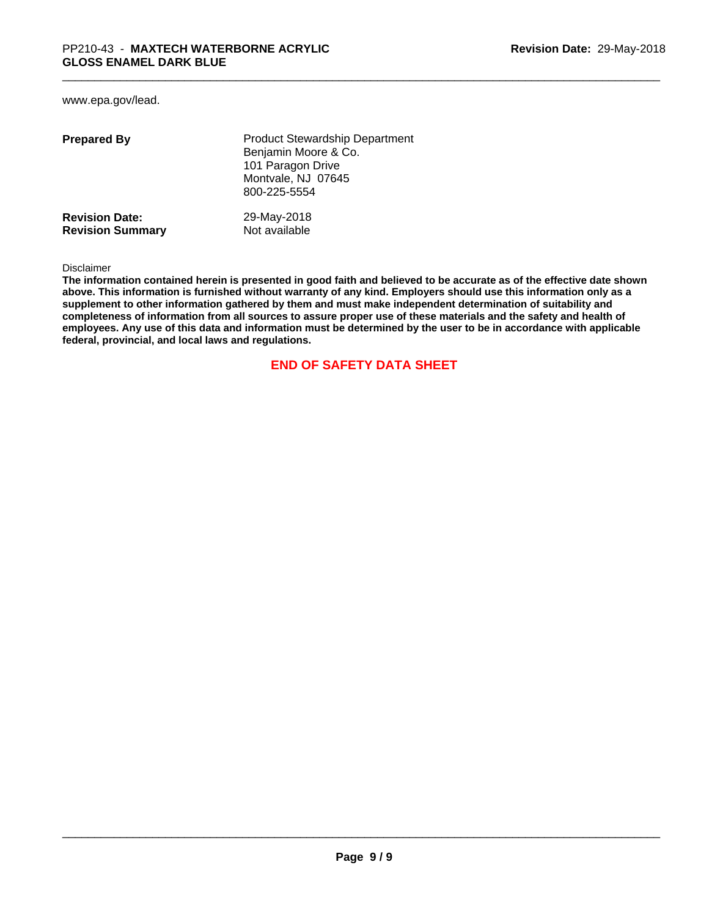www.epa.gov/lead.

| | |
|---|---|
| **Prepared By** | Product Stewardship Department<br>Benjamin Moore & Co.<br>101 Paragon Drive<br>Montvale, NJ 07645<br>800-225-5554 |
| **Revision Date:** | 29-May-2018 |
| **Revision Summary** | Not available |

Disclaimer

**The information contained herein is presented in good faith and believed to be accurate as of the effective date shown above. This information is furnished without warranty of any kind. Employers should use this information only as a supplement to other information gathered by them and must make independent determination of suitability and completeness of information from all sources to assure proper use of these materials and the safety and health of employees. Any use of this data and information must be determined by the user to be in accordance with applicable federal, provincial, and local laws and regulations.**

**END OF SAFETY DATA SHEET**